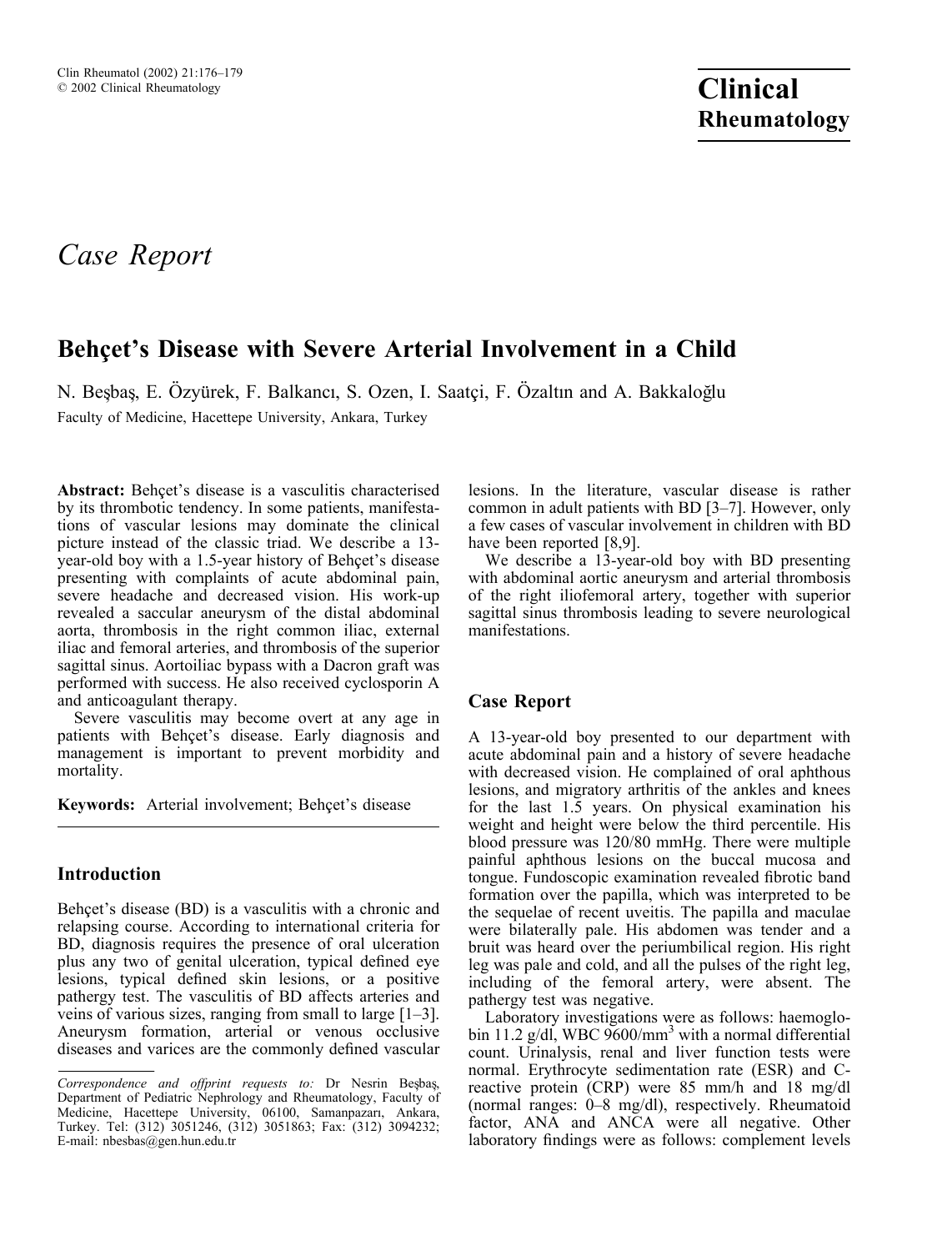*Case Report*

# Behçet's Disease with Severe Arterial Involvement in a Child

N. Beşbaş, E. Özyürek, F. Balkancı, S. Ozen, I. Saatçi, F. Özaltın and A. Bakkaloğlu

Faculty of Medicine, Hacettepe University, Ankara, Turkey

**Abstract:** Behçet's disease is a vasculitis characterised by its thrombotic tendency. In some patients, manifestations of vascular lesions may dominate the clinical picture instead of the classic triad. We describe a 13-year-old boy with a 1.5-year history of Behçet's disease presenting with complaints of acute abdominal pain, severe headache and decreased vision. His work-up revealed a saccular aneurysm of the distal abdominal aorta, thrombosis in the right common iliac, external iliac and femoral arteries, and thrombosis of the superior sagittal sinus. Aortoiliac bypass with a Dacron graft was performed with success. He also received cyclosporin A and anticoagulant therapy.

Severe vasculitis may become overt at any age in patients with Behçet's disease. Early diagnosis and management is important to prevent morbidity and mortality.

**Keywords:** Arterial involvement; Behçet's disease

## Introduction

Behçet's disease (BD) is a vasculitis with a chronic and relapsing course. According to international criteria for BD, diagnosis requires the presence of oral ulceration plus any two of genital ulceration, typical defined eye lesions, typical defined skin lesions, or a positive pathergy test. The vasculitis of BD affects arteries and veins of various sizes, ranging from small to large [1–3]. Aneurysm formation, arterial or venous occlusive diseases and varices are the commonly defined vascular lesions. In the literature, vascular disease is rather common in adult patients with BD [3–7]. However, only a few cases of vascular involvement in children with BD have been reported [8,9].

We describe a 13-year-old boy with BD presenting with abdominal aortic aneurysm and arterial thrombosis of the right iliofemoral artery, together with superior sagittal sinus thrombosis leading to severe neurological manifestations.

## Case Report

A 13-year-old boy presented to our department with acute abdominal pain and a history of severe headache with decreased vision. He complained of oral aphthous lesions, and migratory arthritis of the ankles and knees for the last 1.5 years. On physical examination his weight and height were below the third percentile. His blood pressure was 120/80 mmHg. There were multiple painful aphthous lesions on the buccal mucosa and tongue. Fundoscopic examination revealed fibrotic band formation over the papilla, which was interpreted to be the sequelae of recent uveitis. The papilla and maculae were bilaterally pale. His abdomen was tender and a bruit was heard over the periumbilical region. His right leg was pale and cold, and all the pulses of the right leg, including of the femoral artery, were absent. The pathergy test was negative.

Laboratory investigations were as follows: haemoglobin 11.2 g/dl, WBC 9600/mm$^3$ with a normal differential count. Urinalysis, renal and liver function tests were normal. Erythrocyte sedimentation rate (ESR) and C-reactive protein (CRP) were 85 mm/h and 18 mg/dl (normal ranges: 0–8 mg/dl), respectively. Rheumatoid factor, ANA and ANCA were all negative. Other laboratory findings were as follows: complement levels

---

*Correspondence and offprint requests to:* Dr Nesrin Beşbaş, Department of Pediatric Nephrology and Rheumatology, Faculty of Medicine, Hacettepe University, 06100, Samanpazarı, Ankara, Turkey. Tel: (312) 3051246, (312) 3051863; Fax: (312) 3094232; E-mail: nbesbas@gen.hun.edu.tr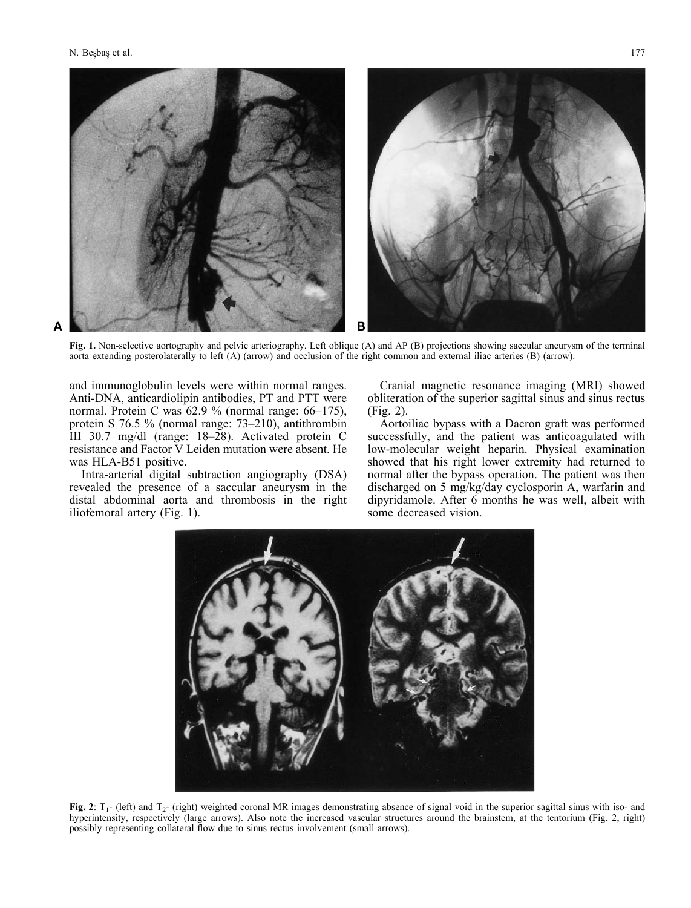**Fig. 1.** Non-selective aortography and pelvic arteriography. Left oblique (A) and AP (B) projections showing saccular aneurysm of the terminal aorta extending posterolaterally to left (A) (arrow) and occlusion of the right common and external iliac arteries (B) (arrow).

and immunoglobulin levels were within normal ranges. Anti-DNA, anticardiolipin antibodies, PT and PTT were normal. Protein C was 62.9 % (normal range: 66–175), protein S 76.5 % (normal range: 73–210), antithrombin III 30.7 mg/dl (range: 18–28). Activated protein C resistance and Factor V Leiden mutation were absent. He was HLA-B51 positive.

Intra-arterial digital subtraction angiography (DSA) revealed the presence of a saccular aneurysm in the distal abdominal aorta and thrombosis in the right iliofemoral artery (Fig. 1).

Cranial magnetic resonance imaging (MRI) showed obliteration of the superior sagittal sinus and sinus rectus (Fig. 2).

Aortoiliac bypass with a Dacron graft was performed successfully, and the patient was anticoagulated with low-molecular weight heparin. Physical examination showed that his right lower extremity had returned to normal after the bypass operation. The patient was then discharged on 5 mg/kg/day cyclosporin A, warfarin and dipyridamole. After 6 months he was well, albeit with some decreased vision.

**Fig. 2**: $T_1$- (left) and $T_2$- (right) weighted coronal MR images demonstrating absence of signal void in the superior sagittal sinus with iso- and hyperintensity, respectively (large arrows). Also note the increased vascular structures around the brainstem, at the tentorium (Fig. 2, right) possibly representing collateral flow due to sinus rectus involvement (small arrows).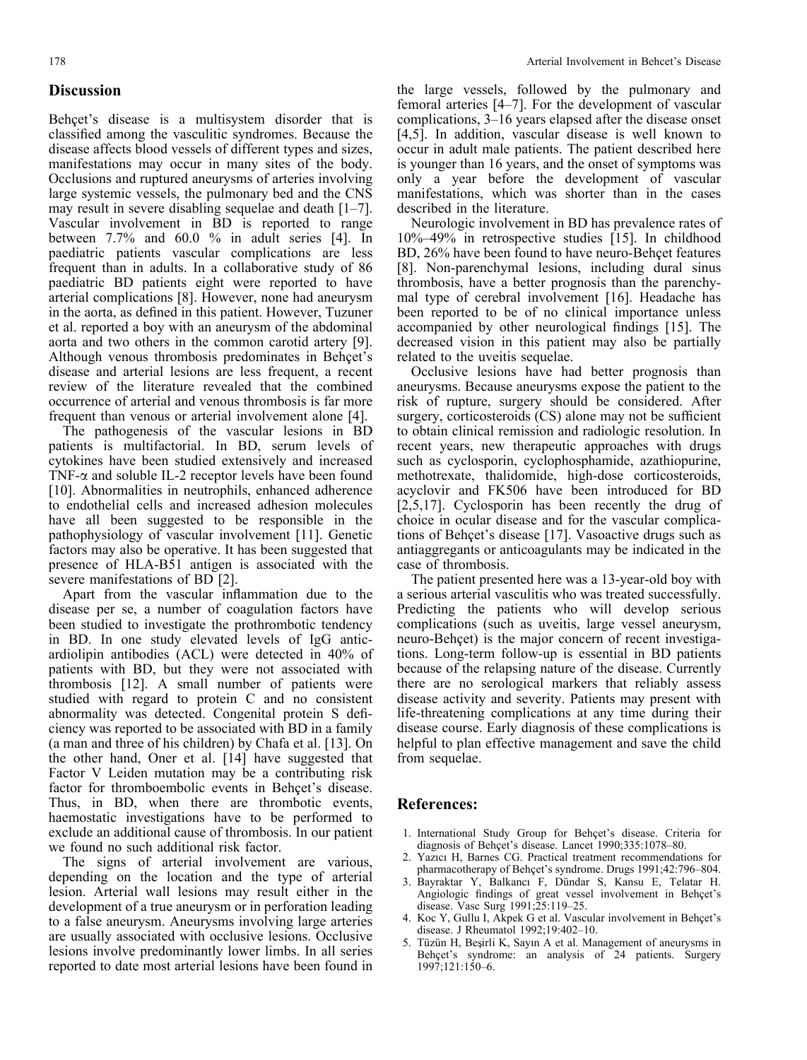## Discussion

Behçet's disease is a multisystem disorder that is classified among the vasculitic syndromes. Because the disease affects blood vessels of different types and sizes, manifestations may occur in many sites of the body. Occlusions and ruptured aneurysms of arteries involving large systemic vessels, the pulmonary bed and the CNS may result in severe disabling sequelae and death [1–7]. Vascular involvement in BD is reported to range between 7.7% and 60.0 % in adult series [4]. In paediatric patients vascular complications are less frequent than in adults. In a collaborative study of 86 paediatric BD patients eight were reported to have arterial complications [8]. However, none had aneurysm in the aorta, as defined in this patient. However, Tuzuner et al. reported a boy with an aneurysm of the abdominal aorta and two others in the common carotid artery [9]. Although venous thrombosis predominates in Behçet's disease and arterial lesions are less frequent, a recent review of the literature revealed that the combined occurrence of arterial and venous thrombosis is far more frequent than venous or arterial involvement alone [4].

The pathogenesis of the vascular lesions in BD patients is multifactorial. In BD, serum levels of cytokines have been studied extensively and increased TNF-$\alpha$ and soluble IL-2 receptor levels have been found [10]. Abnormalities in neutrophils, enhanced adherence to endothelial cells and increased adhesion molecules have all been suggested to be responsible in the pathophysiology of vascular involvement [11]. Genetic factors may also be operative. It has been suggested that presence of HLA-B51 antigen is associated with the severe manifestations of BD [2].

Apart from the vascular inflammation due to the disease per se, a number of coagulation factors have been studied to investigate the prothrombotic tendency in BD. In one study elevated levels of IgG anticardiolipin antibodies (ACL) were detected in 40% of patients with BD, but they were not associated with thrombosis [12]. A small number of patients were studied with regard to protein C and no consistent abnormality was detected. Congenital protein S deficiency was reported to be associated with BD in a family (a man and three of his children) by Chafa et al. [13]. On the other hand, Oner et al. [14] have suggested that Factor V Leiden mutation may be a contributing risk factor for thromboembolic events in Behçet's disease. Thus, in BD, when there are thrombotic events, haemostatic investigations have to be performed to exclude an additional cause of thrombosis. In our patient we found no such additional risk factor.

The signs of arterial involvement are various, depending on the location and the type of arterial lesion. Arterial wall lesions may result either in the development of a true aneurysm or in perforation leading to a false aneurysm. Aneurysms involving large arteries are usually associated with occlusive lesions. Occlusive lesions involve predominantly lower limbs. In all series reported to date most arterial lesions have been found in the large vessels, followed by the pulmonary and femoral arteries [4–7]. For the development of vascular complications, 3–16 years elapsed after the disease onset [4,5]. In addition, vascular disease is well known to occur in adult male patients. The patient described here is younger than 16 years, and the onset of symptoms was only a year before the development of vascular manifestations, which was shorter than in the cases described in the literature.

Neurologic involvement in BD has prevalence rates of 10%–49% in retrospective studies [15]. In childhood BD, 26% have been found to have neuro-Behçet features [8]. Non-parenchymal lesions, including dural sinus thrombosis, have a better prognosis than the parenchymal type of cerebral involvement [16]. Headache has been reported to be of no clinical importance unless accompanied by other neurological findings [15]. The decreased vision in this patient may also be partially related to the uveitis sequelae.

Occlusive lesions have had better prognosis than aneurysms. Because aneurysms expose the patient to the risk of rupture, surgery should be considered. After surgery, corticosteroids (CS) alone may not be sufficient to obtain clinical remission and radiologic resolution. In recent years, new therapeutic approaches with drugs such as cyclosporin, cyclophosphamide, azathiopurine, methotrexate, thalidomide, high-dose corticosteroids, acyclovir and FK506 have been introduced for BD [2,5,17]. Cyclosporin has been recently the drug of choice in ocular disease and for the vascular complications of Behçet's disease [17]. Vasoactive drugs such as antiaggregants or anticoagulants may be indicated in the case of thrombosis.

The patient presented here was a 13-year-old boy with a serious arterial vasculitis who was treated successfully. Predicting the patients who will develop serious complications (such as uveitis, large vessel aneurysm, neuro-Behçet) is the major concern of recent investigations. Long-term follow-up is essential in BD patients because of the relapsing nature of the disease. Currently there are no serological markers that reliably assess disease activity and severity. Patients may present with life-threatening complications at any time during their disease course. Early diagnosis of these complications is helpful to plan effective management and save the child from sequelae.

## References:

1. International Study Group for Behçet's disease. Criteria for diagnosis of Behçet's disease. Lancet 1990;335:1078–80.
2. Yazıcı H, Barnes CG. Practical treatment recommendations for pharmacotherapy of Behçet's syndrome. Drugs 1991;42:796–804.
3. Bayraktar Y, Balkancı F, Dündar S, Kansu E, Telatar H. Angiologic findings of great vessel involvement in Behçet's disease. Vasc Surg 1991;25:119–25.
4. Koc Y, Gullu I, Akpek G et al. Vascular involvement in Behçet's disease. J Rheumatol 1992;19:402–10.
5. Tüzün H, Beşirli K, Sayın A et al. Management of aneurysms in Behçet's syndrome: an analysis of 24 patients. Surgery 1997;121:150–6.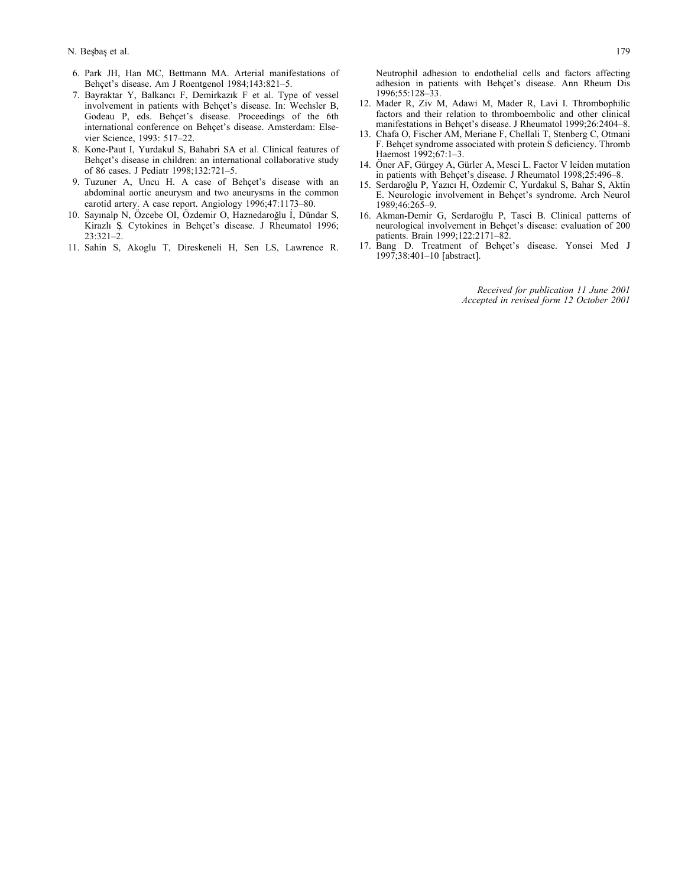6. Park JH, Han MC, Bettmann MA. Arterial manifestations of Behçet's disease. Am J Roentgenol 1984;143:821–5.
7. Bayraktar Y, Balkancı F, Demirkazık F et al. Type of vessel involvement in patients with Behçet's disease. In: Wechsler B, Godeau P, eds. Behçet's disease. Proceedings of the 6th international conference on Behçet's disease. Amsterdam: Elsevier Science, 1993: 517–22.
8. Kone-Paut I, Yurdakul S, Bahabri SA et al. Clinical features of Behçet's disease in children: an international collaborative study of 86 cases. J Pediatr 1998;132:721–5.
9. Tuzuner A, Uncu H. A case of Behçet's disease with an abdominal aortic aneurysm and two aneurysms in the common carotid artery. A case report. Angiology 1996;47:1173–80.
10. Sayınalp N, Özcebe OI, Özdemir O, Haznedaroğlu İ, Dündar S, Kirazlı Ş. Cytokines in Behçet's disease. J Rheumatol 1996; 23:321–2.
11. Sahin S, Akoglu T, Direskeneli H, Sen LS, Lawrence R. Neutrophil adhesion to endothelial cells and factors affecting adhesion in patients with Behçet's disease. Ann Rheum Dis 1996;55:128–33.
12. Mader R, Ziv M, Adawi M, Mader R, Lavi I. Thrombophilic factors and their relation to thromboembolic and other clinical manifestations in Behçet's disease. J Rheumatol 1999;26:2404–8.
13. Chafa O, Fischer AM, Meriane F, Chellali T, Stenberg C, Otmani F. Behçet syndrome associated with protein S deficiency. Thromb Haemost 1992;67:1–3.
14. Öner AF, Gürgey A, Gürler A, Mesci L. Factor V leiden mutation in patients with Behçet's disease. J Rheumatol 1998;25:496–8.
15. Serdaroğlu P, Yazıcı H, Özdemir C, Yurdakul S, Bahar S, Aktin E. Neurologic involvement in Behçet's syndrome. Arch Neurol 1989;46:265–9.
16. Akman-Demir G, Serdaroğlu P, Tasci B. Clinical patterns of neurological involvement in Behçet's disease: evaluation of 200 patients. Brain 1999;122:2171–82.
17. Bang D. Treatment of Behçet's disease. Yonsei Med J 1997;38:401–10 [abstract].

*Received for publication 11 June 2001*
*Accepted in revised form 12 October 2001*